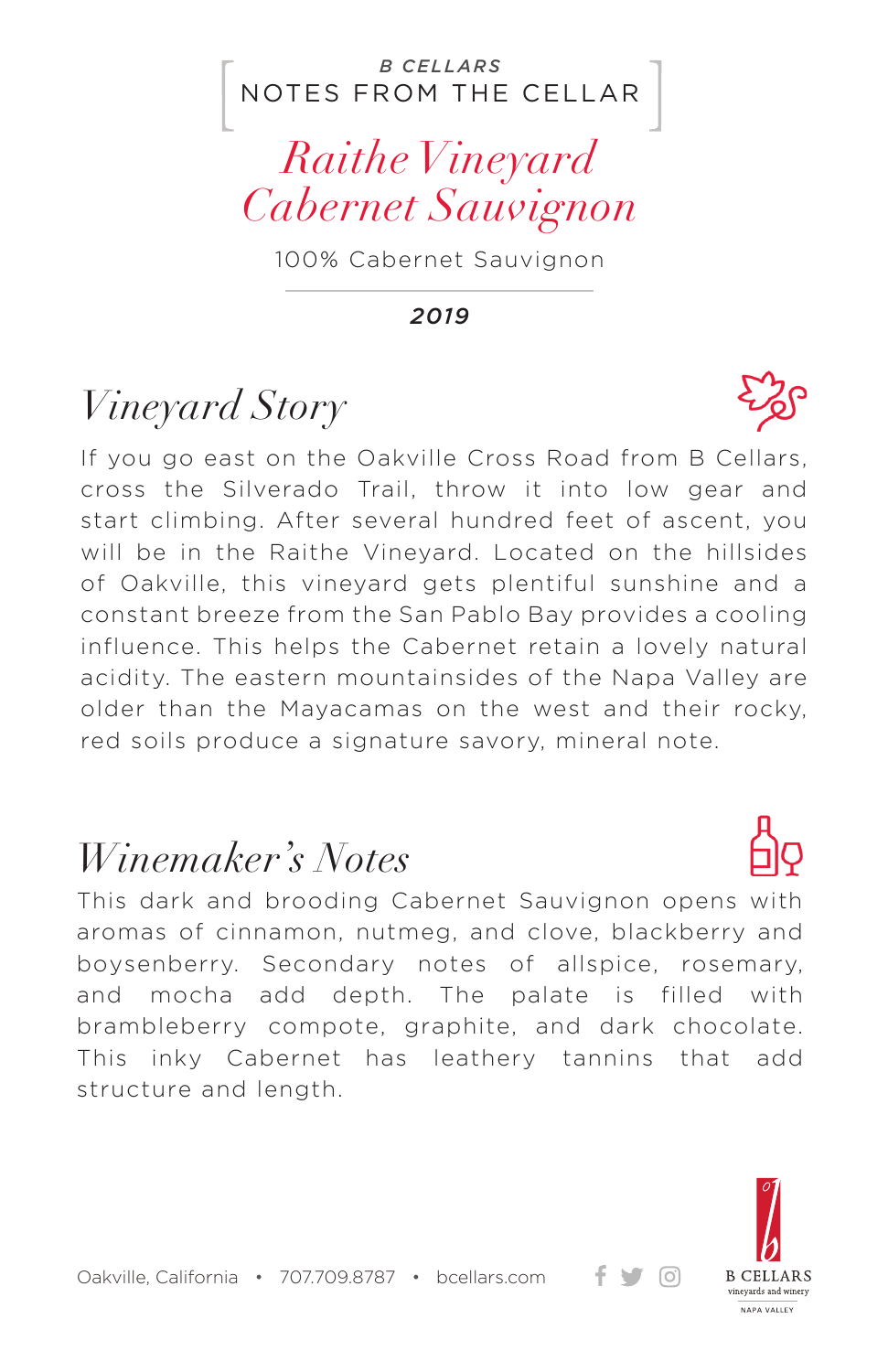B CELLARS

NOTES FROM THE CELLAR

# Raithe Vineyard Cabernet Sauvignon

100% Cabernet Sauvignon

**2019**

## Vineyard Story

If you go east on the Oakville Cross Road from B Cellars, cross the Silverado Trail, throw it into low gear and start climbing. After several hundred feet of ascent, you will be in the Raithe Vineyard. Located on the hillsides of Oakville, this vineyard gets plentiful sunshine and a constant breeze from the San Pablo Bay provides a cooling influence. This helps the Cabernet retain a lovely natural acidity. The eastern mountainsides of the Napa Valley are older than the Mayacamas on the west and their rocky, red soils produce a signature savory, mineral note.

## Winemaker's Notes

This dark and brooding Cabernet Sauvignon opens with aromas of cinnamon, nutmeg, and clove, blackberry and boysenberry. Secondary notes of allspice, rosemary, and mocha add depth. The palate is filled with brambleberry compote, graphite, and dark chocolate. This inky Cabernet has leathery tannins that add structure and length.

Oakville, California • 707.709.8787 • bcellars.com

B CELLARS
vineyards and winery
NAPA VALLEY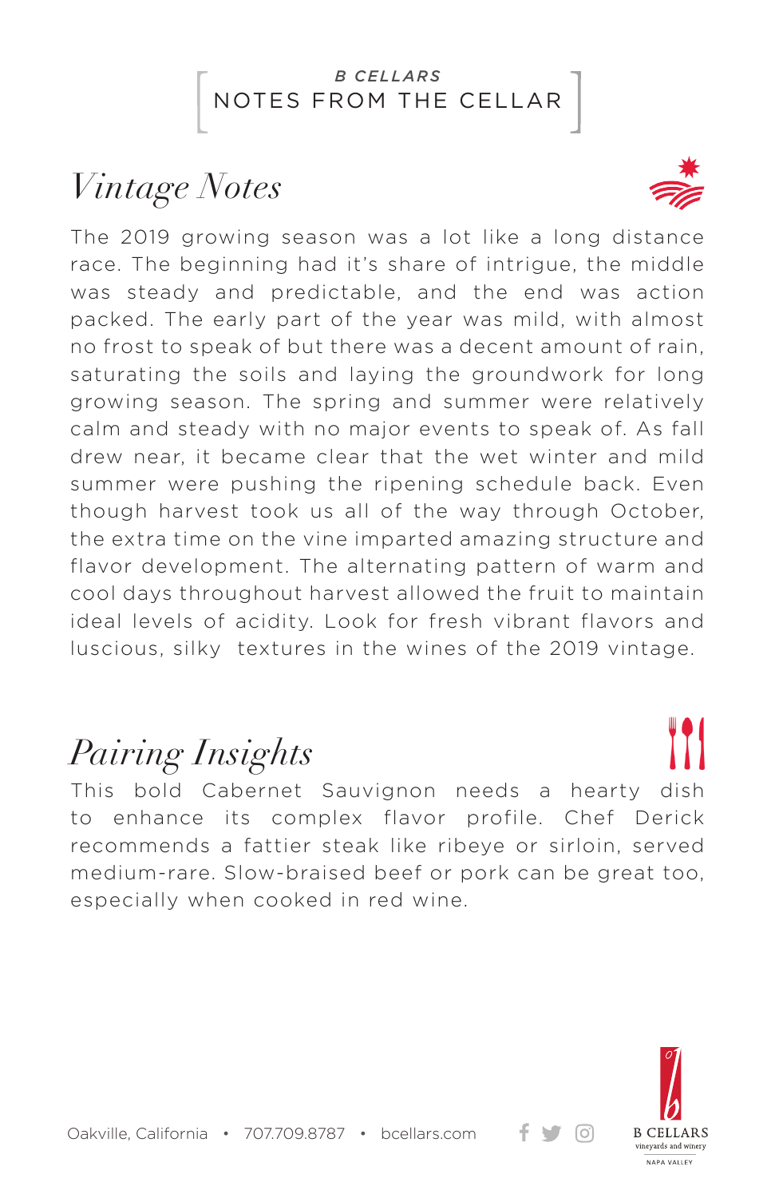*B CELLARS*
NOTES FROM THE CELLAR

## *Vintage Notes*

The 2019 growing season was a lot like a long distance race. The beginning had it's share of intrigue, the middle was steady and predictable, and the end was action packed. The early part of the year was mild, with almost no frost to speak of but there was a decent amount of rain, saturating the soils and laying the groundwork for long growing season. The spring and summer were relatively calm and steady with no major events to speak of. As fall drew near, it became clear that the wet winter and mild summer were pushing the ripening schedule back. Even though harvest took us all of the way through October, the extra time on the vine imparted amazing structure and flavor development. The alternating pattern of warm and cool days throughout harvest allowed the fruit to maintain ideal levels of acidity. Look for fresh vibrant flavors and luscious, silky textures in the wines of the 2019 vintage.

## *Pairing Insights*

This bold Cabernet Sauvignon needs a hearty dish to enhance its complex flavor profile. Chef Derick recommends a fattier steak like ribeye or sirloin, served medium-rare. Slow-braised beef or pork can be great too, especially when cooked in red wine.

Oakville, California • 707.709.8787 • bcellars.com

B CELLARS
vineyards and winery
NAPA VALLEY